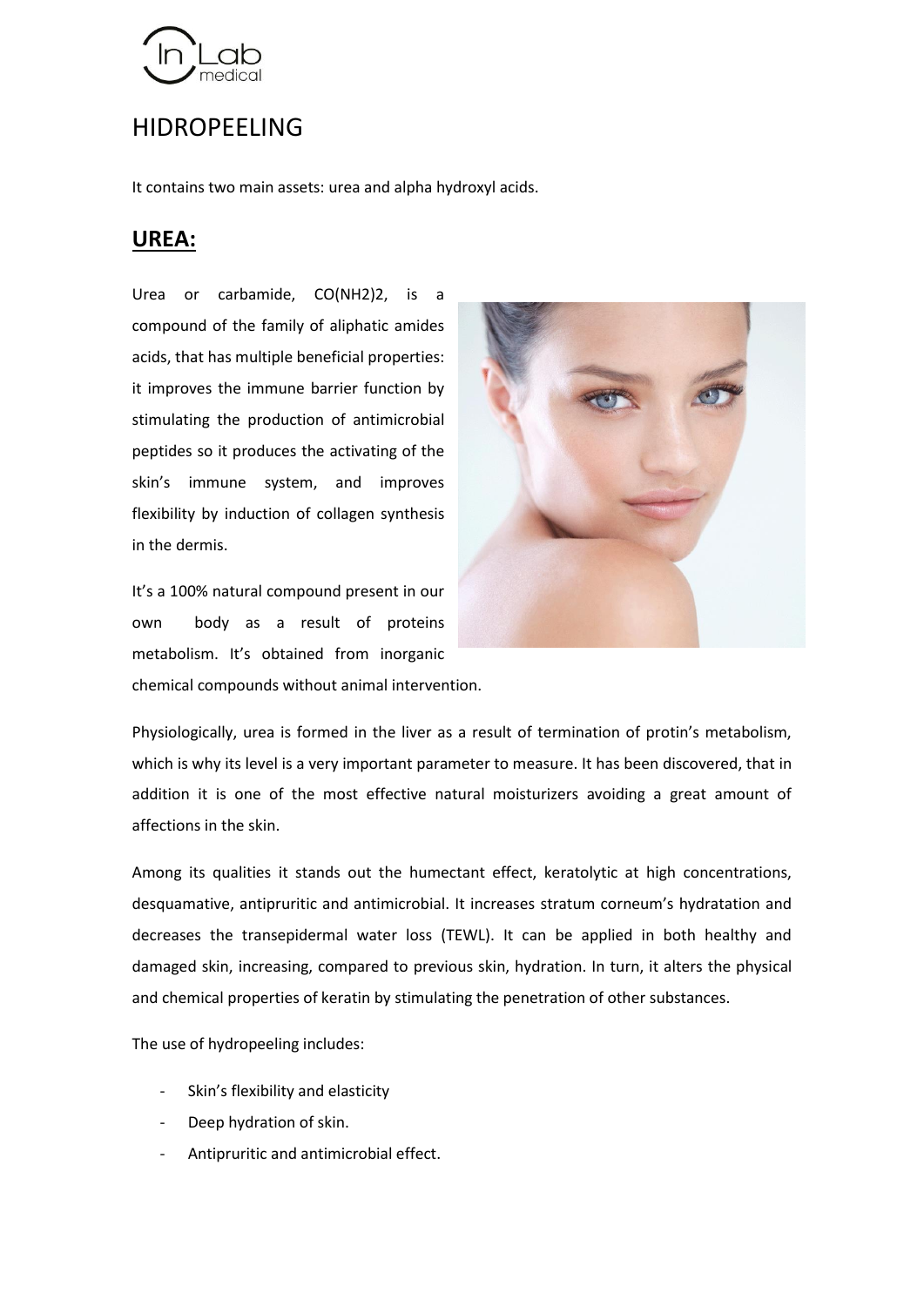# HIDROPEELING

It contains two main assets: urea and alpha hydroxyl acids.

## **UREA:**

Urea or carbamide, $CO(NH_2)_2$, is a compound of the family of aliphatic amides acids, that has multiple beneficial properties: it improves the immune barrier function by stimulating the production of antimicrobial peptides so it produces the activating of the skin's immune system, and improves flexibility by induction of collagen synthesis in the dermis.

It's a 100% natural compound present in our own body as a result of proteins metabolism. It's obtained from inorganic chemical compounds without animal intervention.

Physiologically, urea is formed in the liver as a result of termination of protin's metabolism, which is why its level is a very important parameter to measure. It has been discovered, that in addition it is one of the most effective natural moisturizers avoiding a great amount of affections in the skin.

Among its qualities it stands out the humectant effect, keratolytic at high concentrations, desquamative, antipruritic and antimicrobial. It increases stratum corneum's hydratation and decreases the transepidermal water loss (TEWL). It can be applied in both healthy and damaged skin, increasing, compared to previous skin, hydration. In turn, it alters the physical and chemical properties of keratin by stimulating the penetration of other substances.

The use of hydropeeling includes:

- Skin's flexibility and elasticity
- Deep hydration of skin.
- Antipruritic and antimicrobial effect.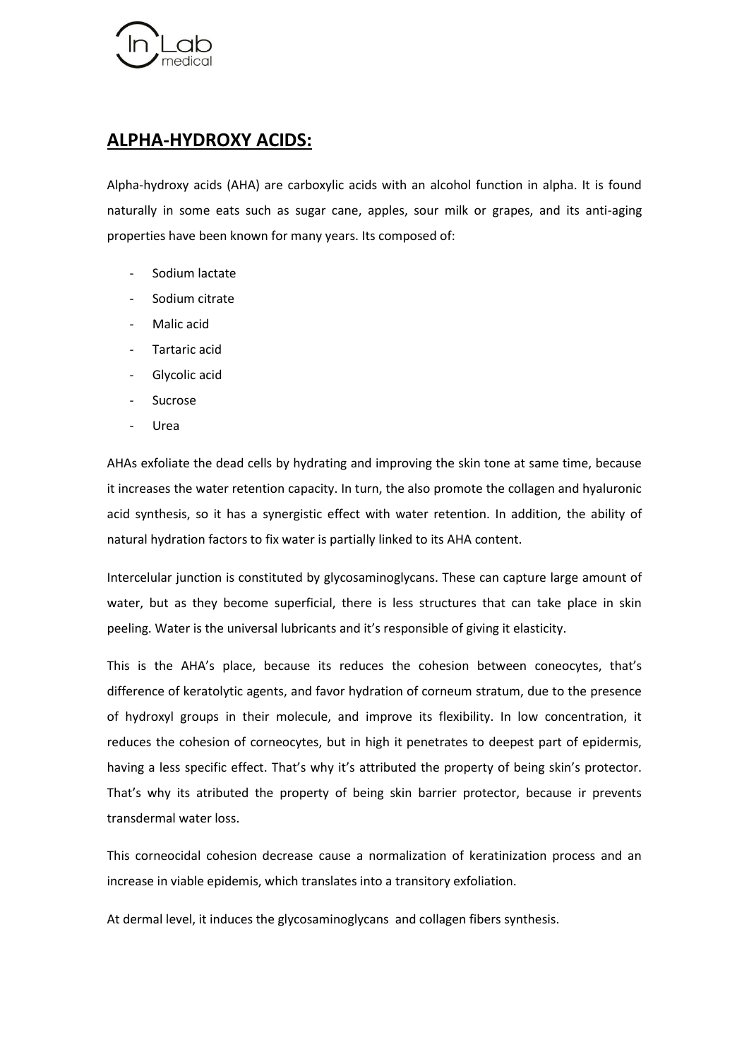## **ALPHA-HYDROXY ACIDS:**

Alpha-hydroxy acids (AHA) are carboxylic acids with an alcohol function in alpha. It is found naturally in some eats such as sugar cane, apples, sour milk or grapes, and its anti-aging properties have been known for many years. Its composed of:

- Sodium lactate
- Sodium citrate
- Malic acid
- Tartaric acid
- Glycolic acid
- Sucrose
- Urea

AHAs exfoliate the dead cells by hydrating and improving the skin tone at same time, because it increases the water retention capacity. In turn, the also promote the collagen and hyaluronic acid synthesis, so it has a synergistic effect with water retention. In addition, the ability of natural hydration factors to fix water is partially linked to its AHA content.

Intercelular junction is constituted by glycosaminoglycans. These can capture large amount of water, but as they become superficial, there is less structures that can take place in skin peeling. Water is the universal lubricants and it's responsible of giving it elasticity.

This is the AHA's place, because its reduces the cohesion between coneocytes, that's difference of keratolytic agents, and favor hydration of corneum stratum, due to the presence of hydroxyl groups in their molecule, and improve its flexibility. In low concentration, it reduces the cohesion of corneocytes, but in high it penetrates to deepest part of epidermis, having a less specific effect. That's why it's attributed the property of being skin's protector. That's why its atributed the property of being skin barrier protector, because ir prevents transdermal water loss.

This corneocidal cohesion decrease cause a normalization of keratinization process and an increase in viable epidemis, which translates into a transitory exfoliation.

At dermal level, it induces the glycosaminoglycans and collagen fibers synthesis.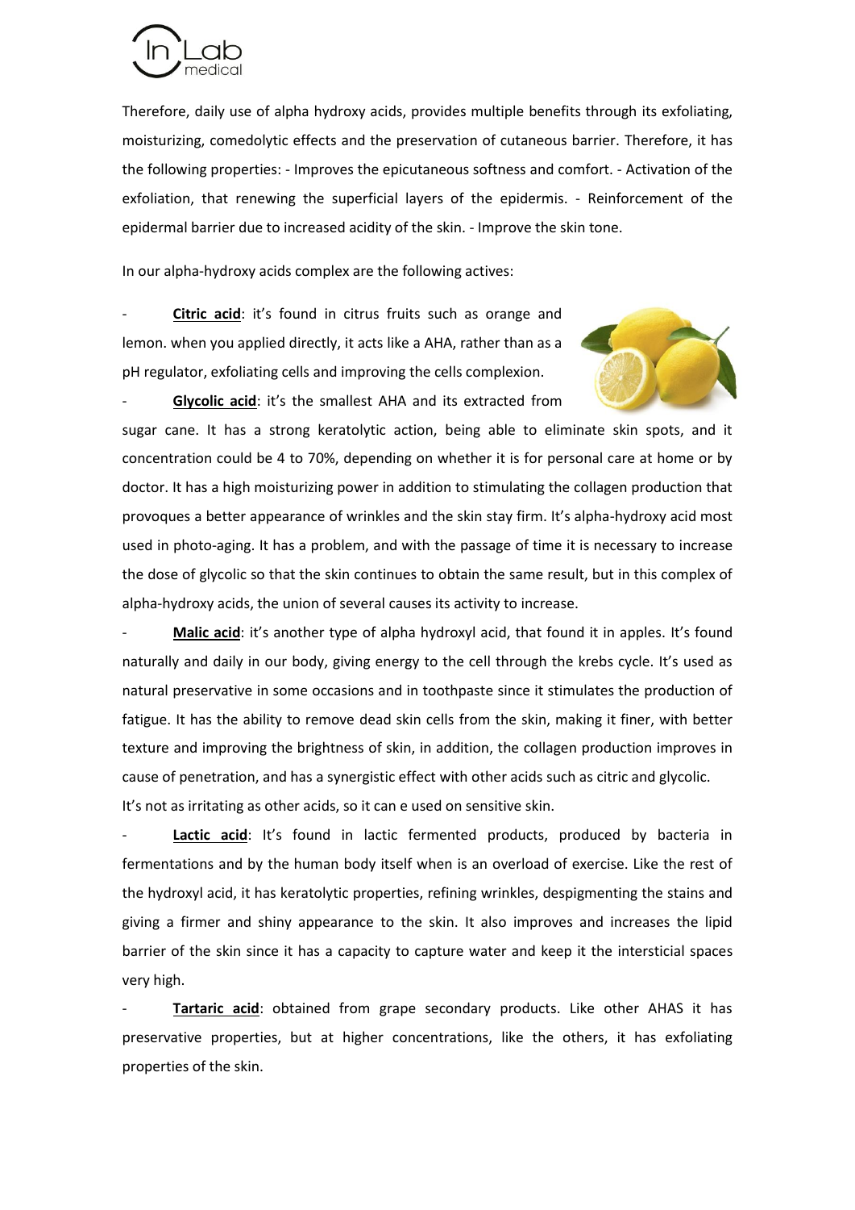Therefore, daily use of alpha hydroxy acids, provides multiple benefits through its exfoliating, moisturizing, comedolytic effects and the preservation of cutaneous barrier. Therefore, it has the following properties: - Improves the epicutaneous softness and comfort. - Activation of the exfoliation, that renewing the superficial layers of the epidermis. - Reinforcement of the epidermal barrier due to increased acidity of the skin. - Improve the skin tone.

In our alpha-hydroxy acids complex are the following actives:

- **Citric acid**: it's found in citrus fruits such as orange and lemon. when you applied directly, it acts like a AHA, rather than as a pH regulator, exfoliating cells and improving the cells complexion.
- **Glycolic acid**: it's the smallest AHA and its extracted from sugar cane. It has a strong keratolytic action, being able to eliminate skin spots, and it concentration could be 4 to 70%, depending on whether it is for personal care at home or by doctor. It has a high moisturizing power in addition to stimulating the collagen production that provoques a better appearance of wrinkles and the skin stay firm. It's alpha-hydroxy acid most used in photo-aging. It has a problem, and with the passage of time it is necessary to increase the dose of glycolic so that the skin continues to obtain the same result, but in this complex of alpha-hydroxy acids, the union of several causes its activity to increase.
- **Malic acid**: it's another type of alpha hydroxyl acid, that found it in apples. It's found naturally and daily in our body, giving energy to the cell through the krebs cycle. It's used as natural preservative in some occasions and in toothpaste since it stimulates the production of fatigue. It has the ability to remove dead skin cells from the skin, making it finer, with better texture and improving the brightness of skin, in addition, the collagen production improves in cause of penetration, and has a synergistic effect with other acids such as citric and glycolic. It's not as irritating as other acids, so it can e used on sensitive skin.
- **Lactic acid**: It's found in lactic fermented products, produced by bacteria in fermentations and by the human body itself when is an overload of exercise. Like the rest of the hydroxyl acid, it has keratolytic properties, refining wrinkles, despigmenting the stains and giving a firmer and shiny appearance to the skin. It also improves and increases the lipid barrier of the skin since it has a capacity to capture water and keep it the intersticial spaces very high.
- **Tartaric acid**: obtained from grape secondary products. Like other AHAS it has preservative properties, but at higher concentrations, like the others, it has exfoliating properties of the skin.